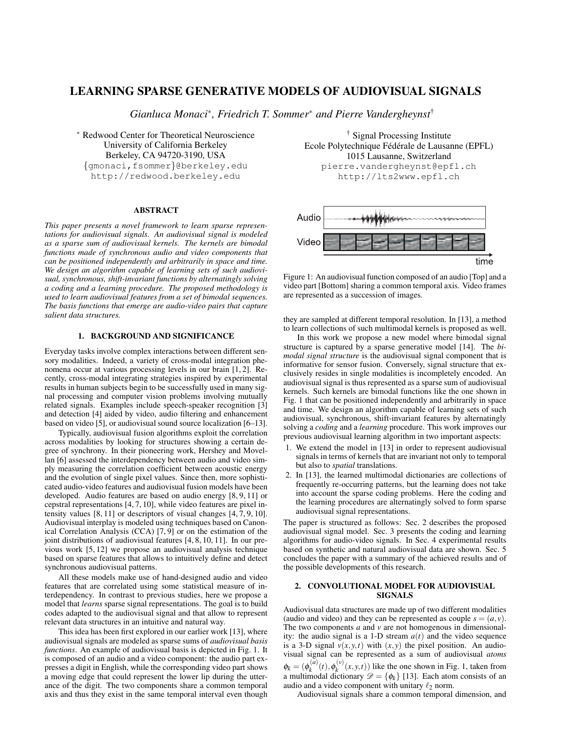# LEARNING SPARSE GENERATIVE MODELS OF AUDIOVISUAL SIGNALS

*Gianluca Monaci*[*], *Friedrich T. Sommer*[*] *and Pierre Vandergheynst*[†]

[*] Redwood Center for Theoretical Neuroscience
University of California Berkeley
Berkeley, CA 94720-3190, USA
{gmonaci,fsommer}@berkeley.edu
http://redwood.berkeley.edu

[†] Signal Processing Institute
Ecole Polytechnique Fédérale de Lausanne (EPFL)
1015 Lausanne, Switzerland
pierre.vandergheynst@epfl.ch
http://lts2www.epfl.ch

## ABSTRACT

*This paper presents a novel framework to learn sparse representations for audiovisual signals. An audiovisual signal is modeled as a sparse sum of audiovisual kernels. The kernels are bimodal functions made of synchronous audio and video components that can be positioned independently and arbitrarily in space and time. We design an algorithm capable of learning sets of such audiovisual, synchronous, shift-invariant functions by alternatingly solving a coding and a learning procedure. The proposed methodology is used to learn audiovisual features from a set of bimodal sequences. The basis functions that emerge are audio-video pairs that capture salient data structures.*

## 1. BACKGROUND AND SIGNIFICANCE

Everyday tasks involve complex interactions between different sensory modalities. Indeed, a variety of cross-modal integration phenomena occur at various processing levels in our brain [1, 2]. Recently, cross-modal integrating strategies inspired by experimental results in human subjects begin to be successfully used in many signal processing and computer vision problems involving mutually related signals. Examples include speech-speaker recognition [3] and detection [4] aided by video, audio filtering and enhancement based on video [5], or audiovisual sound source localization [6–13].

Typically, audiovisual fusion algorithms exploit the correlation across modalities by looking for structures showing a certain degree of synchrony. In their pioneering work, Hershey and Movellan [6] assessed the interdependency between audio and video simply measuring the correlation coefficient between acoustic energy and the evolution of single pixel values. Since then, more sophisticated audio-video features and audiovisual fusion models have been developed. Audio features are based on audio energy [8, 9, 11] or cepstral representations [4, 7, 10], while video features are pixel intensity values [8, 11] or descriptors of visual changes [4, 7, 9, 10]. Audiovisual interplay is modeled using techniques based on Canonical Correlation Analysis (CCA) [7, 9] or on the estimation of the joint distributions of audiovisual features [4, 8, 10, 11]. In our previous work [5, 12] we propose an audiovisual analysis technique based on sparse features that allows to intuitively define and detect synchronous audiovisual patterns.

All these models make use of hand-designed audio and video features that are correlated using some statistical measure of interdependency. In contrast to previous studies, here we propose a model that *learns* sparse signal representations. The goal is to build codes adapted to the audiovisual signal and that allow to represent relevant data structures in an intuitive and natural way.

This idea has been first explored in our earlier work [13], where audiovisual signals are modeled as sparse sums of *audiovisual basis functions*. An example of audiovisual basis is depicted in Fig. 1. It is composed of an audio and a video component: the audio part expresses a digit in English, while the corresponding video part shows a moving edge that could represent the lower lip during the utterance of the digit. The two components share a common temporal axis and thus they exist in the same temporal interval even though they are sampled at different temporal resolution. In [13], a method to learn collections of such multimodal kernels is proposed as well.

Figure 1: An audiovisual function composed of an audio [Top] and a video part [Bottom] sharing a common temporal axis. Video frames are represented as a succession of images.

In this work we propose a new model where bimodal signal structure is captured by a sparse generative model [14]. The *bimodal signal structure* is the audiovisual signal component that is informative for sensor fusion. Conversely, signal structure that exclusively resides in single modalities is incompletely encoded. An audiovisual signal is thus represented as a sparse sum of audiovisual kernels. Such kernels are bimodal functions like the one shown in Fig. 1 that can be positioned independently and arbitrarily in space and time. We design an algorithm capable of learning sets of such audiovisual, synchronous, shift-invariant features by alternatingly solving a *coding* and a *learning* procedure. This work improves our previous audiovisual learning algorithm in two important aspects:

1. We extend the model in [13] in order to represent audiovisual signals in terms of kernels that are invariant not only to temporal but also to *spatial* translations.
2. In [13], the learned multimodal dictionaries are collections of frequently re-occurring patterns, but the learning does not take into account the sparse coding problems. Here the coding and the learning procedures are alternatingly solved to form sparse audiovisual signal representations.

The paper is structured as follows: Sec. 2 describes the proposed audiovisual signal model. Sec. 3 presents the coding and learning algorithms for audio-video signals. In Sec. 4 experimental results based on synthetic and natural audiovisual data are shown. Sec. 5 concludes the paper with a summary of the achieved results and of the possible developments of this research.

## 2. CONVOLUTIONAL MODEL FOR AUDIOVISUAL SIGNALS

Audiovisual data structures are made up of two different modalities (audio and video) and they can be represented as couple $s = (a, v)$. The two components $a$ and $v$ are not homogenous in dimensionality: the audio signal is a 1-D stream $a(t)$ and the video sequence is a 3-D signal $v(x, y, t)$ with $(x, y)$ the pixel position. An audiovisual signal can be represented as a sum of audiovisual *atoms* $\phi_k = (\phi_k^{(a)}(t), \phi_k^{(v)}(x, y, t))$ like the one shown in Fig. 1, taken from a multimodal dictionary $\mathscr{D} = \{\phi_k\}$ [13]. Each atom consists of an audio and a video component with unitary $\ell_2$ norm.

Audiovisual signals share a common temporal dimension, and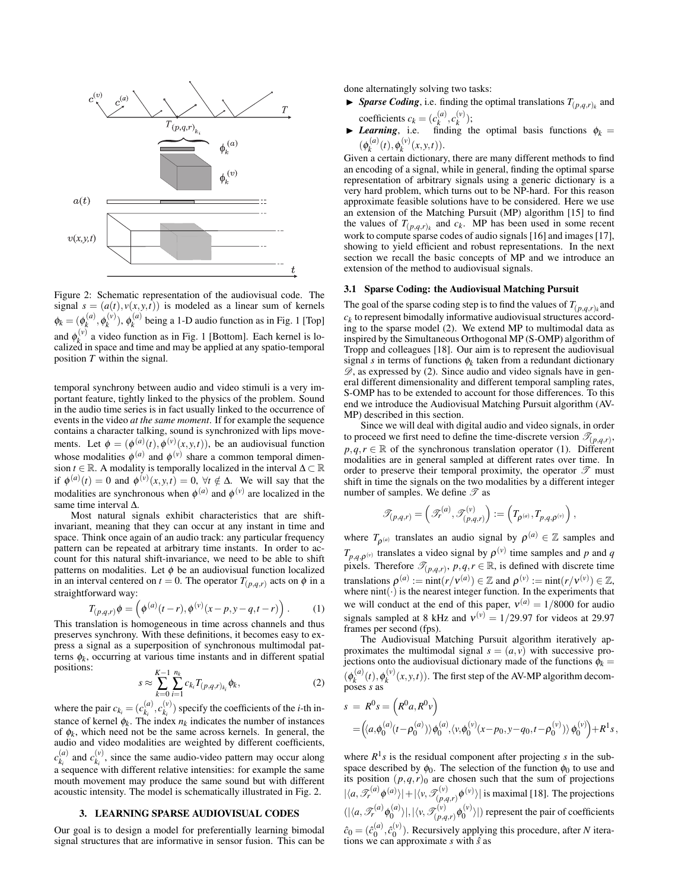Figure 2: Schematic representation of the audiovisual code. The signal $s = (a(t), v(x,y,t))$ is modeled as a linear sum of kernels $\phi_k = (\phi_k^{(a)}, \phi_k^{(v)})$, $\phi_k^{(a)}$ being a 1-D audio function as in Fig. 1 [Top] and $\phi_k^{(v)}$ a video function as in Fig. 1 [Bottom]. Each kernel is localized in space and time and may be applied at any spatio-temporal position $T$ within the signal.

temporal synchrony between audio and video stimuli is a very important feature, tightly linked to the physics of the problem. Sound in the audio time series is in fact usually linked to the occurrence of events in the video *at the same moment*. If for example the sequence contains a character talking, sound is synchronized with lips movements. Let $\phi = (\phi^{(a)}(t), \phi^{(v)}(x,y,t))$, be an audiovisual function whose modalities $\phi^{(a)}$ and $\phi^{(v)}$ share a common temporal dimension $t \in \mathbb{R}$. A modality is temporally localized in the interval $\Delta \subset \mathbb{R}$ if $\phi^{(a)}(t) = 0$ and $\phi^{(v)}(x,y,t) = 0$, $\forall t \notin \Delta$. We will say that the modalities are synchronous when $\phi^{(a)}$ and $\phi^{(v)}$ are localized in the same time interval $\Delta$.

Most natural signals exhibit characteristics that are shift-invariant, meaning that they can occur at any instant in time and space. Think once again of an audio track: any particular frequency pattern can be repeated at arbitrary time instants. In order to account for this natural shift-invariance, we need to be able to shift patterns on modalities. Let $\phi$ be an audiovisual function localized in an interval centered on $t = 0$. The operator $T_{(p,q,r)}$ acts on $\phi$ in a straightforward way:

$$T_{(p,q,r)}\phi = \left(\phi^{(a)}(t-r), \phi^{(v)}(x-p, y-q, t-r)\right). \qquad (1)$$

This translation is homogeneous in time across channels and thus preserves synchrony. With these definitions, it becomes easy to express a signal as a superposition of synchronous multimodal patterns $\phi_k$, occurring at various time instants and in different spatial positions:

$$s \approx \sum_{k=0}^{K-1} \sum_{i=1}^{n_k} c_{k_i} T_{(p,q,r)_{k_i}} \phi_k, \qquad (2)$$

where the pair $c_{k_i} = (c_{k_i}^{(a)}, c_{k_i}^{(v)})$ specify the coefficients of the $i$-th instance of kernel $\phi_k$. The index $n_k$ indicates the number of instances of $\phi_k$, which need not be the same across kernels. In general, the audio and video modalities are weighted by different coefficients, $c_{k_i}^{(a)}$ and $c_{k_i}^{(v)}$, since the same audio-video pattern may occur along a sequence with different relative intensities: for example the same mouth movement may produce the same sound but with different acoustic intensity. The model is schematically illustrated in Fig. 2.

## 3. LEARNING SPARSE AUDIOVISUAL CODES

Our goal is to design a model for preferentially learning bimodal signal structures that are informative in sensor fusion. This can be done alternatingly solving two tasks:

- ► ***Sparse Coding***, i.e. finding the optimal translations $T_{(p,q,r)_k}$ and coefficients $c_k = (c_k^{(a)}, c_k^{(v)})$;
- ► ***Learning***, i.e. finding the optimal basis functions $\phi_k = (\phi_k^{(a)}(t), \phi_k^{(v)}(x,y,t))$.

Given a certain dictionary, there are many different methods to find an encoding of a signal, while in general, finding the optimal sparse representation of arbitrary signals using a generic dictionary is a very hard problem, which turns out to be NP-hard. For this reason approximate feasible solutions have to be considered. Here we use an extension of the Matching Pursuit (MP) algorithm [15] to find the values of $T_{(p,q,r)_k}$ and $c_k$. MP has been used in some recent work to compute sparse codes of audio signals [16] and images [17], showing to yield efficient and robust representations. In the next section we recall the basic concepts of MP and we introduce an extension of the method to audiovisual signals.

### 3.1 Sparse Coding: the Audiovisual Matching Pursuit

The goal of the sparse coding step is to find the values of $T_{(p,q,r)_k}$ and $c_k$ to represent bimodally informative audiovisual structures according to the sparse model (2). We extend MP to multimodal data as inspired by the Simultaneous Orthogonal MP (S-OMP) algorithm of Tropp and colleagues [18]. Our aim is to represent the audiovisual signal $s$ in terms of functions $\phi_k$ taken from a redundant dictionary $\mathscr{D}$, as expressed by (2). Since audio and video signals have in general different dimensionality and different temporal sampling rates, S-OMP has to be extended to account for those differences. To this end we introduce the Audiovisual Matching Pursuit algorithm (AV-MP) described in this section.

Since we will deal with digital audio and video signals, in order to proceed we first need to define the time-discrete version $\mathscr{T}_{(p,q,r)}$, $p,q,r \in \mathbb{R}$ of the synchronous translation operator (1). Different modalities are in general sampled at different rates over time. In order to preserve their temporal proximity, the operator $\mathscr{T}$ must shift in time the signals on the two modalities by a different integer number of samples. We define $\mathscr{T}$ as

$$\mathscr{T}_{(p,q,r)} = \left(\mathscr{T}_r^{(a)}, \mathscr{T}_{(p,q,r)}^{(v)}\right) := \left(T_{\rho^{(a)}}, T_{p,q,\rho^{(v)}}\right),$$

where $T_{\rho^{(a)}}$ translates an audio signal by $\rho^{(a)} \in \mathbb{Z}$ samples and $T_{p,q,\rho^{(v)}}$ translates a video signal by $\rho^{(v)}$ time samples and $p$ and $q$ pixels. Therefore $\mathscr{T}_{(p,q,r)}$, $p,q,r \in \mathbb{R}$, is defined with discrete time translations $\rho^{(a)} := \text{nint}(r/\nu^{(a)}) \in \mathbb{Z}$ and $\rho^{(v)} := \text{nint}(r/\nu^{(v)}) \in \mathbb{Z}$, where $\text{nint}(\cdot)$ is the nearest integer function. In the experiments that we will conduct at the end of this paper, $\nu^{(a)} = 1/8000$ for audio signals sampled at 8 kHz and $\nu^{(v)} = 1/29.97$ for videos at 29.97 frames per second (fps).

The Audiovisual Matching Pursuit algorithm iteratively approximates the multimodal signal $s = (a, v)$ with successive projections onto the audiovisual dictionary made of the functions $\phi_k = (\phi_k^{(a)}(t), \phi_k^{(v)}(x,y,t))$. The first step of the AV-MP algorithm decomposes $s$ as

$$\begin{aligned} s &= R^0 s = \left(R^0 a, R^0 v\right) \\ &= \left(\langle a, \phi_0^{(a)}(t-\rho_0^{(a)})\rangle \phi_0^{(a)}, \langle v, \phi_0^{(v)}(x-p_0, y-q_0, t-\rho_0^{(v)})\rangle \phi_0^{(v)}\right) + R^1 s, \end{aligned}$$

where $R^1 s$ is the residual component after projecting $s$ in the subspace described by $\phi_0$. The selection of the function $\phi_0$ to use and its position $(p,q,r)_0$ are chosen such that the sum of projections $|\langle a, \mathscr{T}_r^{(a)} \phi^{(a)} \rangle| + |\langle v, \mathscr{T}_{(p,q,r)}^{(v)} \phi^{(v)} \rangle|$ is maximal [18]. The projections $(|\langle a, \mathscr{T}_r^{(a)} \phi_0^{(a)} \rangle|, |\langle v, \mathscr{T}_{(p,q,r)}^{(v)} \phi_0^{(v)} \rangle|)$ represent the pair of coefficients $\hat{c}_0 = (\hat{c}_0^{(a)}, \hat{c}_0^{(v)})$. Recursively applying this procedure, after $N$ iterations we can approximate $s$ with $\hat{s}$ as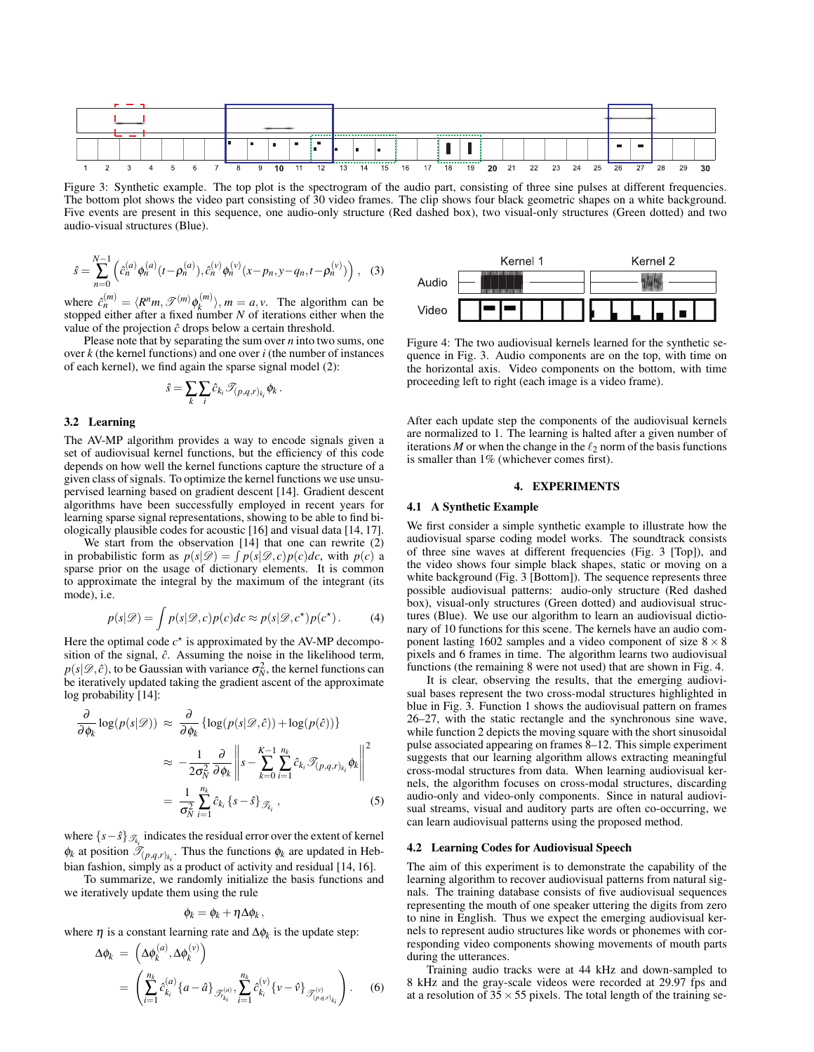Figure 3: Synthetic example. The top plot is the spectrogram of the audio part, consisting of three sine pulses at different frequencies. The bottom plot shows the video part consisting of 30 video frames. The clip shows four black geometric shapes on a white background. Five events are present in this sequence, one audio-only structure (Red dashed box), two visual-only structures (Green dotted) and two audio-visual structures (Blue).

$$\hat{s} = \sum_{n=0}^{N-1} \left( \hat{c}_n^{(a)} \phi_n^{(a)}(t - \rho_n^{(a)}), \hat{c}_n^{(v)} \phi_n^{(v)}(x - p_n, y - q_n, t - \rho_n^{(v)}) \right), \quad (3)$$

where $\hat{c}_n^{(m)} = \langle R^n m, \mathscr{T}^{(m)} \phi_k^{(m)} \rangle, m = a, v$. The algorithm can be stopped either after a fixed number $N$ of iterations either when the value of the projection $\hat{c}$ drops below a certain threshold.

Please note that by separating the sum over $n$ into two sums, one over $k$ (the kernel functions) and one over $i$ (the number of instances of each kernel), we find again the sparse signal model (2):

$$\hat{s} = \sum_k \sum_i \hat{c}_{k_i} \mathscr{T}_{(p,q,r)_{k_i}} \phi_k \,.$$

### 3.2 Learning

The AV-MP algorithm provides a way to encode signals given a set of audiovisual kernel functions, but the efficiency of this code depends on how well the kernel functions capture the structure of a given class of signals. To optimize the kernel functions we use unsupervised learning based on gradient descent [14]. Gradient descent algorithms have been successfully employed in recent years for learning sparse signal representations, showing to be able to find biologically plausible codes for acoustic [16] and visual data [14, 17].

We start from the observation [14] that one can rewrite (2) in probabilistic form as $p(s|\mathscr{D}) = \int p(s|\mathscr{D}, c) p(c) dc$, with $p(c)$ a sparse prior on the usage of dictionary elements. It is common to approximate the integral by the maximum of the integrant (its mode), i.e.

$$p(s|\mathscr{D}) = \int p(s|\mathscr{D}, c) p(c) dc \approx p(s|\mathscr{D}, c^\star) p(c^\star) \,. \quad (4)$$

Here the optimal code $c^\star$ is approximated by the AV-MP decomposition of the signal, $\hat{c}$. Assuming the noise in the likelihood term, $p(s|\mathscr{D}, \hat{c})$, to be Gaussian with variance $\sigma_N^2$, the kernel functions can be iteratively updated taking the gradient ascent of the approximate log probability [14]:

$$\begin{aligned}
\frac{\partial}{\partial \phi_k} \log(p(s|\mathscr{D})) &\approx \frac{\partial}{\partial \phi_k} \{\log(p(s|\mathscr{D}, \hat{c})) + \log(p(\hat{c}))\} \\
&\approx -\frac{1}{2\sigma_N^2} \frac{\partial}{\partial \phi_k} \left\| s - \sum_{k=0}^{K-1} \sum_{i=1}^{n_k} \hat{c}_{k_i} \mathscr{T}_{(p,q,r)_{k_i}} \phi_k \right\|^2 \\
&= \frac{1}{\sigma_N^2} \sum_{i=1}^{n_k} \hat{c}_{k_i} \{s - \hat{s}\}_{\mathscr{T}_{k_i}} \,, \quad (5)
\end{aligned}$$

where $\{s - \hat{s}\}_{\mathscr{T}_{k_i}}$ indicates the residual error over the extent of kernel $\phi_k$ at position $\mathscr{T}_{(p,q,r)_{k_i}}$. Thus the functions $\phi_k$ are updated in Hebbian fashion, simply as a product of activity and residual [14, 16].

To summarize, we randomly initialize the basis functions and we iteratively update them using the rule

$$\phi_k = \phi_k + \eta \Delta\phi_k \,,$$

where $\eta$ is a constant learning rate and $\Delta\phi_k$ is the update step:

$$\begin{aligned}
\Delta\phi_k &= \left( \Delta\phi_k^{(a)}, \Delta\phi_k^{(v)} \right) \\
&= \left( \sum_{i=1}^{n_k} \hat{c}_{k_i}^{(a)} \{a - \hat{a}\}_{\mathscr{T}_{r_{k_i}}^{(a)}}, \sum_{i=1}^{n_k} \hat{c}_{k_i}^{(v)} \{v - \hat{v}\}_{\mathscr{T}_{(p,q,r)_{k_i}}^{(v)}} \right) . \quad (6)
\end{aligned}$$

Figure 4: The two audiovisual kernels learned for the synthetic sequence in Fig. 3. Audio components are on the top, with time on the horizontal axis. Video components on the bottom, with time proceeding left to right (each image is a video frame).

After each update step the components of the audiovisual kernels are normalized to 1. The learning is halted after a given number of iterations $M$ or when the change in the $\ell_2$ norm of the basis functions is smaller than 1% (whichever comes first).

## 4. EXPERIMENTS

### 4.1 A Synthetic Example

We first consider a simple synthetic example to illustrate how the audiovisual sparse coding model works. The soundtrack consists of three sine waves at different frequencies (Fig. 3 [Top]), and the video shows four simple black shapes, static or moving on a white background (Fig. 3 [Bottom]). The sequence represents three possible audiovisual patterns: audio-only structure (Red dashed box), visual-only structures (Green dotted) and audiovisual structures (Blue). We use our algorithm to learn an audiovisual dictionary of 10 functions for this scene. The kernels have an audio component lasting 1602 samples and a video component of size $8 \times 8$ pixels and 6 frames in time. The algorithm learns two audiovisual functions (the remaining 8 were not used) that are shown in Fig. 4.

It is clear, observing the results, that the emerging audiovisual bases represent the two cross-modal structures highlighted in blue in Fig. 3. Function 1 shows the audiovisual pattern on frames 26–27, with the static rectangle and the synchronous sine wave, while function 2 depicts the moving square with the short sinusoidal pulse associated appearing on frames 8–12. This simple experiment suggests that our learning algorithm allows extracting meaningful cross-modal structures from data. When learning audiovisual kernels, the algorithm focuses on cross-modal structures, discarding audio-only and video-only components. Since in natural audiovisual streams, visual and auditory parts are often co-occurring, we can learn audiovisual patterns using the proposed method.

### 4.2 Learning Codes for Audiovisual Speech

The aim of this experiment is to demonstrate the capability of the learning algorithm to recover audiovisual patterns from natural signals. The training database consists of five audiovisual sequences representing the mouth of one speaker uttering the digits from zero to nine in English. Thus we expect the emerging audiovisual kernels to represent audio structures like words or phonemes with corresponding video components showing movements of mouth parts during the utterances.

Training audio tracks were at 44 kHz and down-sampled to 8 kHz and the gray-scale videos were recorded at 29.97 fps and at a resolution of $35 \times 55$ pixels. The total length of the training se-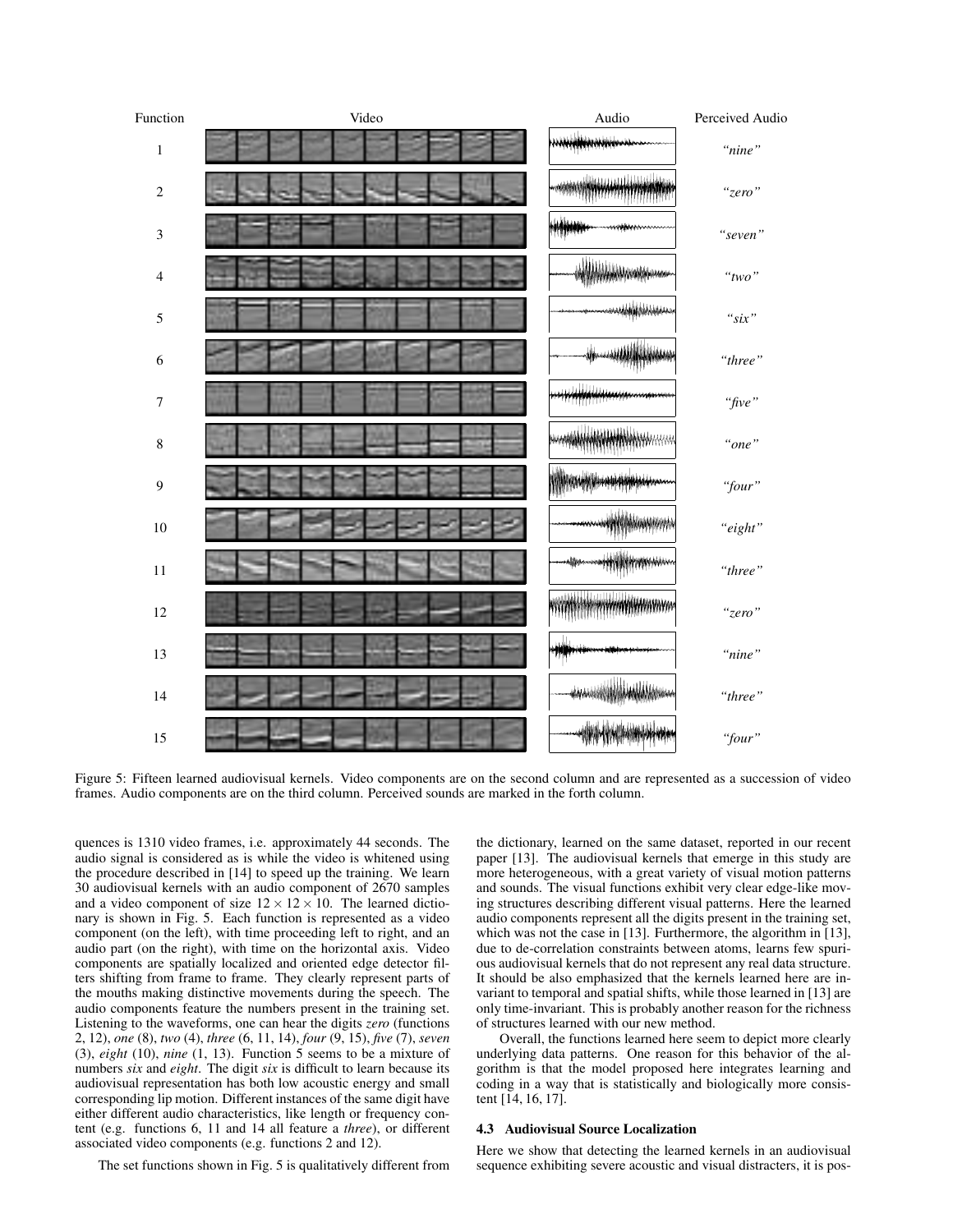| Function | Video | Audio | Perceived Audio |
| --- | --- | --- | --- |
| 1 | | | *"nine"* |
| 2 | | | *"zero"* |
| 3 | | | *"seven"* |
| 4 | | | *"two"* |
| 5 | | | *"six"* |
| 6 | | | *"three"* |
| 7 | | | *"five"* |
| 8 | | | *"one"* |
| 9 | | | *"four"* |
| 10 | | | *"eight"* |
| 11 | | | *"three"* |
| 12 | | | *"zero"* |
| 13 | | | *"nine"* |
| 14 | | | *"three"* |
| 15 | | | *"four"* |

Figure 5: Fifteen learned audiovisual kernels. Video components are on the second column and are represented as a succession of video frames. Audio components are on the third column. Perceived sounds are marked in the forth column.

quences is 1310 video frames, i.e. approximately 44 seconds. The audio signal is considered as is while the video is whitened using the procedure described in [14] to speed up the training. We learn 30 audiovisual kernels with an audio component of 2670 samples and a video component of size $12 \times 12 \times 10$. The learned dictionary is shown in Fig. 5. Each function is represented as a video component (on the left), with time proceeding left to right, and an audio part (on the right), with time on the horizontal axis. Video components are spatially localized and oriented edge detector filters shifting from frame to frame. They clearly represent parts of the mouths making distinctive movements during the speech. The audio components feature the numbers present in the training set. Listening to the waveforms, one can hear the digits *zero* (functions 2, 12), *one* (8), *two* (4), *three* (6, 11, 14), *four* (9, 15), *five* (7), *seven* (3), *eight* (10), *nine* (1, 13). Function 5 seems to be a mixture of numbers *six* and *eight*. The digit *six* is difficult to learn because its audiovisual representation has both low acoustic energy and small corresponding lip motion. Different instances of the same digit have either different audio characteristics, like length or frequency content (e.g. functions 6, 11 and 14 all feature a *three*), or different associated video components (e.g. functions 2 and 12).

The set functions shown in Fig. 5 is qualitatively different from the dictionary, learned on the same dataset, reported in our recent paper [13]. The audiovisual kernels that emerge in this study are more heterogeneous, with a great variety of visual motion patterns and sounds. The visual functions exhibit very clear edge-like moving structures describing different visual patterns. Here the learned audio components represent all the digits present in the training set, which was not the case in [13]. Furthermore, the algorithm in [13], due to de-correlation constraints between atoms, learns few spurious audiovisual kernels that do not represent any real data structure. It should be also emphasized that the kernels learned here are invariant to temporal and spatial shifts, while those learned in [13] are only time-invariant. This is probably another reason for the richness of structures learned with our new method.

Overall, the functions learned here seem to depict more clearly underlying data patterns. One reason for this behavior of the algorithm is that the model proposed here integrates learning and coding in a way that is statistically and biologically more consistent [14, 16, 17].

### 4.3 Audiovisual Source Localization

Here we show that detecting the learned kernels in an audiovisual sequence exhibiting severe acoustic and visual distracters, it is pos-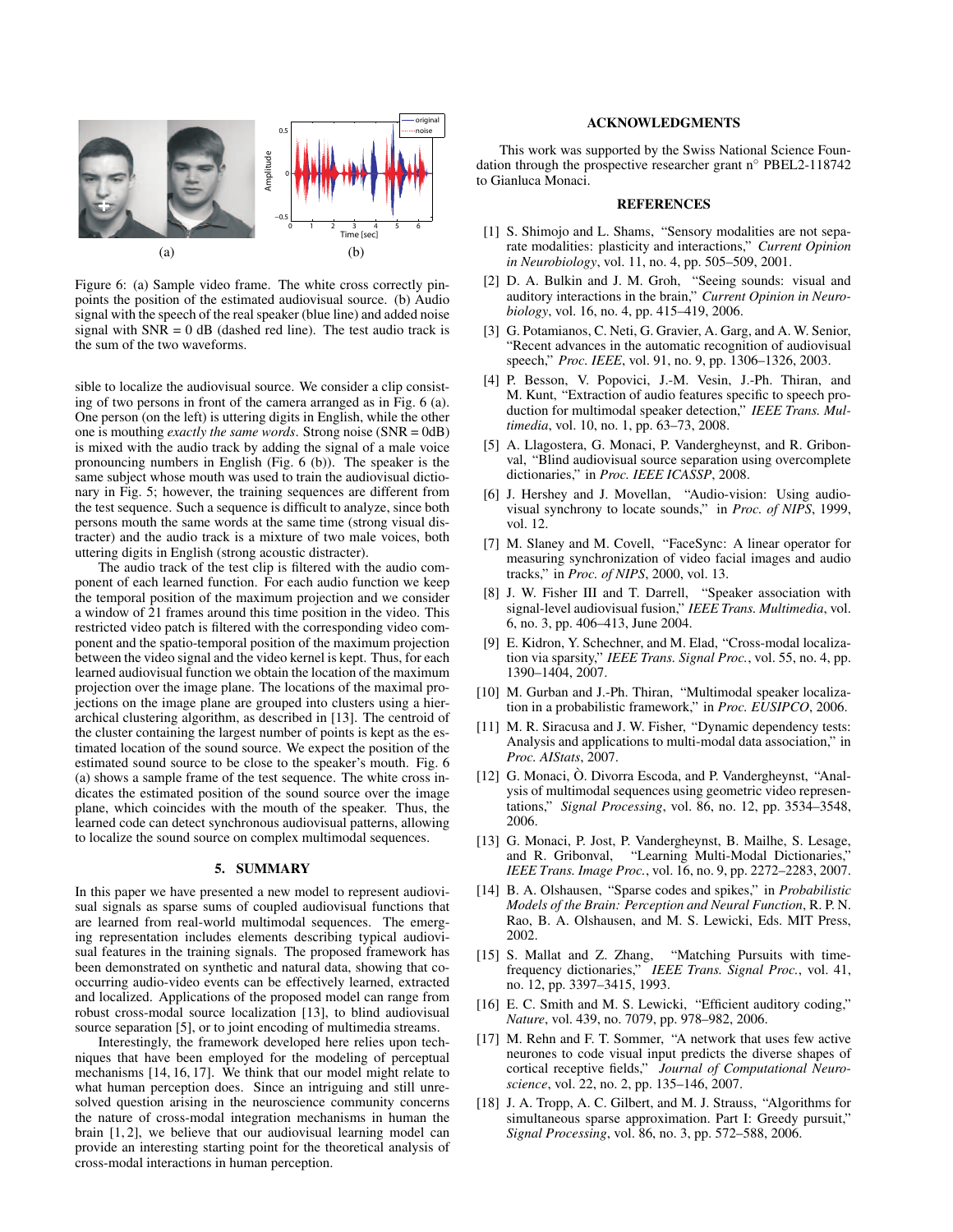(a)

original
noise
0.5
0
−0.5
Amplitude
0 1 2 3 4 5 6
Time [sec]

(b)

Figure 6: (a) Sample video frame. The white cross correctly pinpoints the position of the estimated audiovisual source. (b) Audio signal with the speech of the real speaker (blue line) and added noise signal with SNR = 0 dB (dashed red line). The test audio track is the sum of the two waveforms.

sible to localize the audiovisual source. We consider a clip consisting of two persons in front of the camera arranged as in Fig. 6 (a). One person (on the left) is uttering digits in English, while the other one is mouthing *exactly the same words*. Strong noise (SNR = 0dB) is mixed with the audio track by adding the signal of a male voice pronouncing numbers in English (Fig. 6 (b)). The speaker is the same subject whose mouth was used to train the audiovisual dictionary in Fig. 5; however, the training sequences are different from the test sequence. Such a sequence is difficult to analyze, since both persons mouth the same words at the same time (strong visual distracter) and the audio track is a mixture of two male voices, both uttering digits in English (strong acoustic distracter).

The audio track of the test clip is filtered with the audio component of each learned function. For each audio function we keep the temporal position of the maximum projection and we consider a window of 21 frames around this time position in the video. This restricted video patch is filtered with the corresponding video component and the spatio-temporal position of the maximum projection between the video signal and the video kernel is kept. Thus, for each learned audiovisual function we obtain the location of the maximum projection over the image plane. The locations of the maximal projections on the image plane are grouped into clusters using a hierarchical clustering algorithm, as described in [13]. The centroid of the cluster containing the largest number of points is kept as the estimated location of the sound source. We expect the position of the estimated sound source to be close to the speaker's mouth. Fig. 6 (a) shows a sample frame of the test sequence. The white cross indicates the estimated position of the sound source over the image plane, which coincides with the mouth of the speaker. Thus, the learned code can detect synchronous audiovisual patterns, allowing to localize the sound source on complex multimodal sequences.

## 5. SUMMARY

In this paper we have presented a new model to represent audiovisual signals as sparse sums of coupled audiovisual functions that are learned from real-world multimodal sequences. The emerging representation includes elements describing typical audiovisual features in the training signals. The proposed framework has been demonstrated on synthetic and natural data, showing that cooccurring audio-video events can be effectively learned, extracted and localized. Applications of the proposed model can range from robust cross-modal source localization [13], to blind audiovisual source separation [5], or to joint encoding of multimedia streams.

Interestingly, the framework developed here relies upon techniques that have been employed for the modeling of perceptual mechanisms [14, 16, 17]. We think that our model might relate to what human perception does. Since an intriguing and still unresolved question arising in the neuroscience community concerns the nature of cross-modal integration mechanisms in human the brain [1, 2], we believe that our audiovisual learning model can provide an interesting starting point for the theoretical analysis of cross-modal interactions in human perception.

## ACKNOWLEDGMENTS

This work was supported by the Swiss National Science Foundation through the prospective researcher grant n° PBEL2-118742 to Gianluca Monaci.

## REFERENCES

[1] S. Shimojo and L. Shams, "Sensory modalities are not separate modalities: plasticity and interactions," *Current Opinion in Neurobiology*, vol. 11, no. 4, pp. 505–509, 2001.

[2] D. A. Bulkin and J. M. Groh, "Seeing sounds: visual and auditory interactions in the brain," *Current Opinion in Neurobiology*, vol. 16, no. 4, pp. 415–419, 2006.

[3] G. Potamianos, C. Neti, G. Gravier, A. Garg, and A. W. Senior, "Recent advances in the automatic recognition of audiovisual speech," *Proc. IEEE*, vol. 91, no. 9, pp. 1306–1326, 2003.

[4] P. Besson, V. Popovici, J.-M. Vesin, J.-Ph. Thiran, and M. Kunt, "Extraction of audio features specific to speech production for multimodal speaker detection," *IEEE Trans. Multimedia*, vol. 10, no. 1, pp. 63–73, 2008.

[5] A. Llagostera, G. Monaci, P. Vandergheynst, and R. Gribonval, "Blind audiovisual source separation using overcomplete dictionaries," in *Proc. IEEE ICASSP*, 2008.

[6] J. Hershey and J. Movellan, "Audio-vision: Using audio-visual synchrony to locate sounds," in *Proc. of NIPS*, 1999, vol. 12.

[7] M. Slaney and M. Covell, "FaceSync: A linear operator for measuring synchronization of video facial images and audio tracks," in *Proc. of NIPS*, 2000, vol. 13.

[8] J. W. Fisher III and T. Darrell, "Speaker association with signal-level audiovisual fusion," *IEEE Trans. Multimedia*, vol. 6, no. 3, pp. 406–413, June 2004.

[9] E. Kidron, Y. Schechner, and M. Elad, "Cross-modal localization via sparsity," *IEEE Trans. Signal Proc.*, vol. 55, no. 4, pp. 1390–1404, 2007.

[10] M. Gurban and J.-Ph. Thiran, "Multimodal speaker localization in a probabilistic framework," in *Proc. EUSIPCO*, 2006.

[11] M. R. Siracusa and J. W. Fisher, "Dynamic dependency tests: Analysis and applications to multi-modal data association," in *Proc. AIStats*, 2007.

[12] G. Monaci, Ò. Divorra Escoda, and P. Vandergheynst, "Analysis of multimodal sequences using geometric video representations," *Signal Processing*, vol. 86, no. 12, pp. 3534–3548, 2006.

[13] G. Monaci, P. Jost, P. Vandergheynst, B. Mailhe, S. Lesage, and R. Gribonval, "Learning Multi-Modal Dictionaries," *IEEE Trans. Image Proc.*, vol. 16, no. 9, pp. 2272–2283, 2007.

[14] B. A. Olshausen, "Sparse codes and spikes," in *Probabilistic Models of the Brain: Perception and Neural Function*, R. P. N. Rao, B. A. Olshausen, and M. S. Lewicki, Eds. MIT Press, 2002.

[15] S. Mallat and Z. Zhang, "Matching Pursuits with time-frequency dictionaries," *IEEE Trans. Signal Proc.*, vol. 41, no. 12, pp. 3397–3415, 1993.

[16] E. C. Smith and M. S. Lewicki, "Efficient auditory coding," *Nature*, vol. 439, no. 7079, pp. 978–982, 2006.

[17] M. Rehn and F. T. Sommer, "A network that uses few active neurones to code visual input predicts the diverse shapes of cortical receptive fields," *Journal of Computational Neuroscience*, vol. 22, no. 2, pp. 135–146, 2007.

[18] J. A. Tropp, A. C. Gilbert, and M. J. Strauss, "Algorithms for simultaneous sparse approximation. Part I: Greedy pursuit," *Signal Processing*, vol. 86, no. 3, pp. 572–588, 2006.